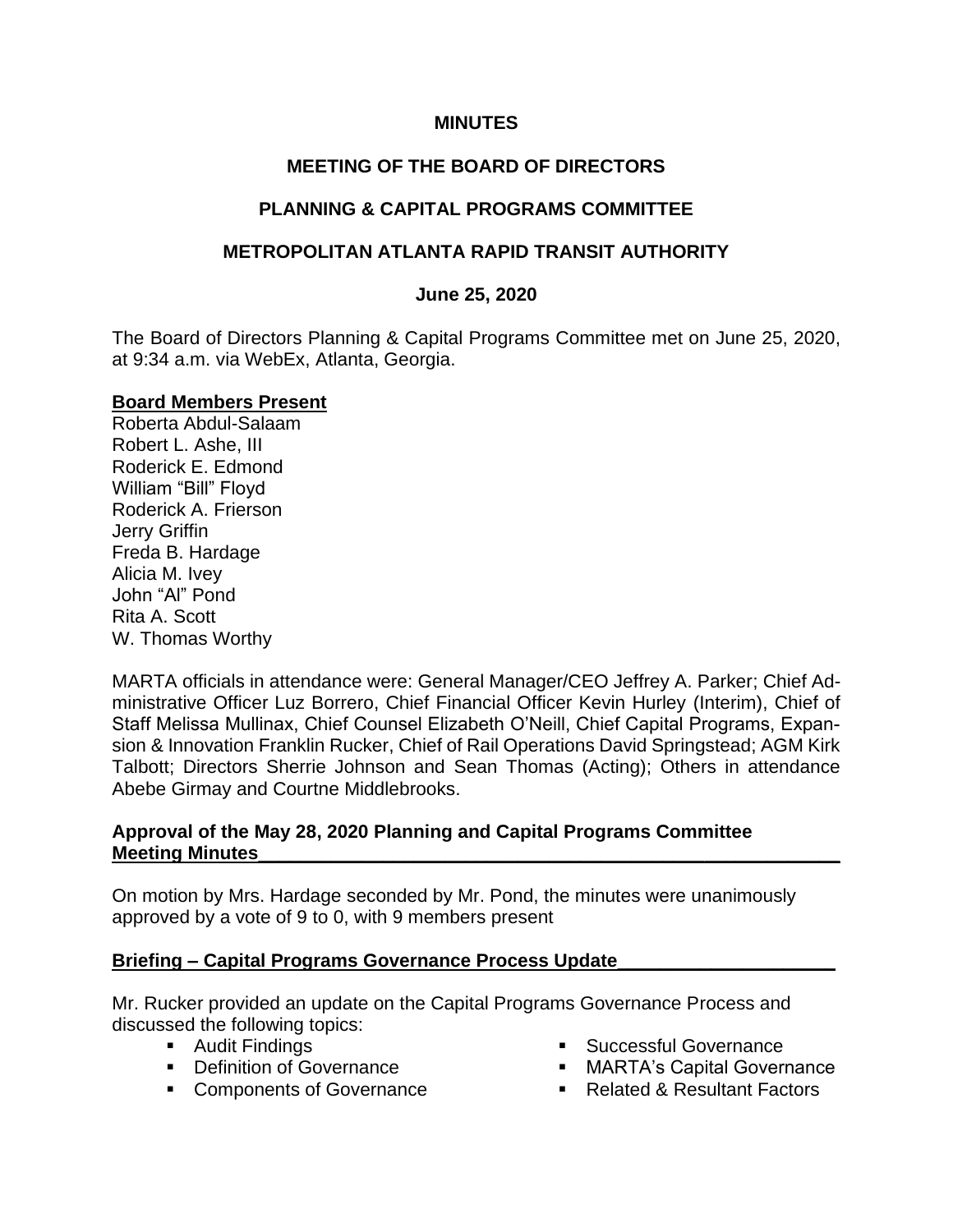**MINUTES**

**MEETING OF THE BOARD OF DIRECTORS**

**PLANNING & CAPITAL PROGRAMS COMMITTEE**

**METROPOLITAN ATLANTA RAPID TRANSIT AUTHORITY**

**June 25, 2020**

The Board of Directors Planning & Capital Programs Committee met on June 25, 2020, at 9:34 a.m. via WebEx, Atlanta, Georgia.

**Board Members Present**

Roberta Abdul-Salaam
Robert L. Ashe, III
Roderick E. Edmond
William "Bill" Floyd
Roderick A. Frierson
Jerry Griffin
Freda B. Hardage
Alicia M. Ivey
John "Al" Pond
Rita A. Scott
W. Thomas Worthy

MARTA officials in attendance were: General Manager/CEO Jeffrey A. Parker; Chief Administrative Officer Luz Borrero, Chief Financial Officer Kevin Hurley (Interim), Chief of Staff Melissa Mullinax, Chief Counsel Elizabeth O'Neill, Chief Capital Programs, Expansion & Innovation Franklin Rucker, Chief of Rail Operations David Springstead; AGM Kirk Talbott; Directors Sherrie Johnson and Sean Thomas (Acting); Others in attendance Abebe Girmay and Courtne Middlebrooks.

**Approval of the May 28, 2020 Planning and Capital Programs Committee Meeting Minutes**

On motion by Mrs. Hardage seconded by Mr. Pond, the minutes were unanimously approved by a vote of 9 to 0, with 9 members present

**Briefing – Capital Programs Governance Process Update**

Mr. Rucker provided an update on the Capital Programs Governance Process and discussed the following topics:

- Audit Findings
- Definition of Governance
- Components of Governance
- Successful Governance
- MARTA's Capital Governance
- Related & Resultant Factors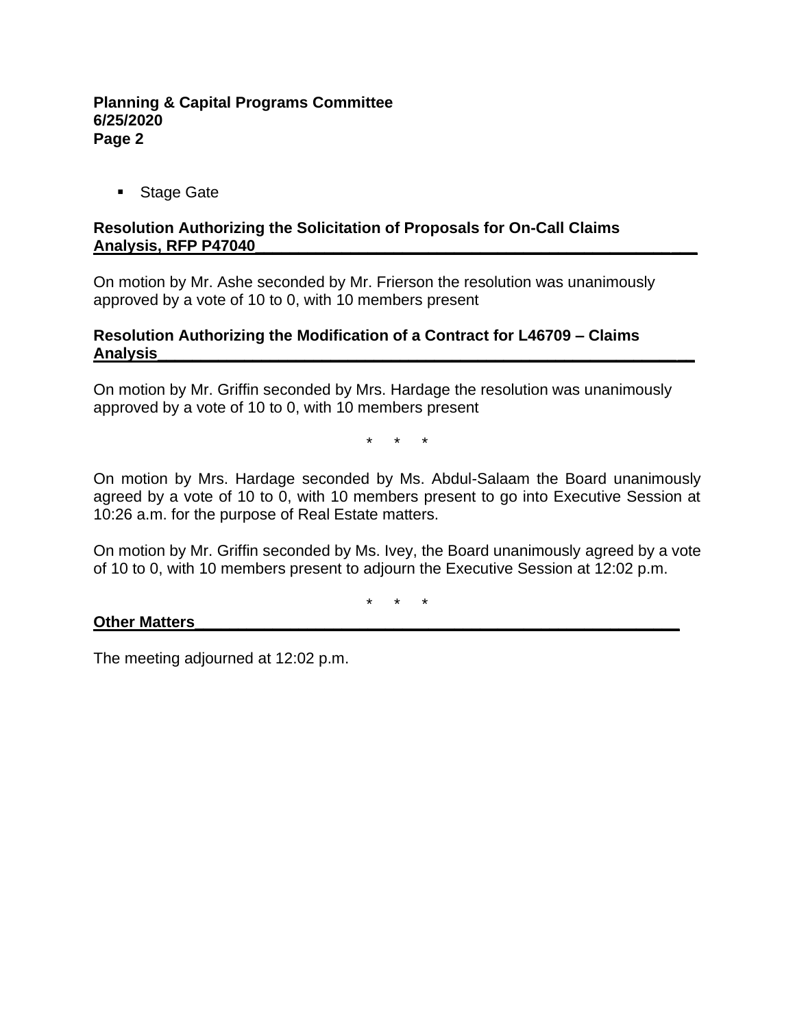- Stage Gate

**Resolution Authorizing the Solicitation of Proposals for On-Call Claims Analysis, RFP P47040**

On motion by Mr. Ashe seconded by Mr. Frierson the resolution was unanimously approved by a vote of 10 to 0, with 10 members present

**Resolution Authorizing the Modification of a Contract for L46709 – Claims Analysis**

On motion by Mr. Griffin seconded by Mrs. Hardage the resolution was unanimously approved by a vote of 10 to 0, with 10 members present

\* \* \*

On motion by Mrs. Hardage seconded by Ms. Abdul-Salaam the Board unanimously agreed by a vote of 10 to 0, with 10 members present to go into Executive Session at 10:26 a.m. for the purpose of Real Estate matters.

On motion by Mr. Griffin seconded by Ms. Ivey, the Board unanimously agreed by a vote of 10 to 0, with 10 members present to adjourn the Executive Session at 12:02 p.m.

\* \* \*

**Other Matters**

The meeting adjourned at 12:02 p.m.